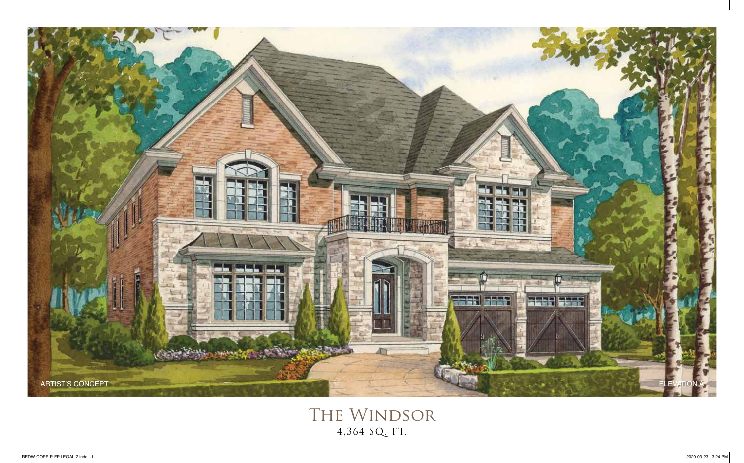ARTIST'S CONCEPT

ELEVATION A

# The Windsor

4,364 SQ. FT.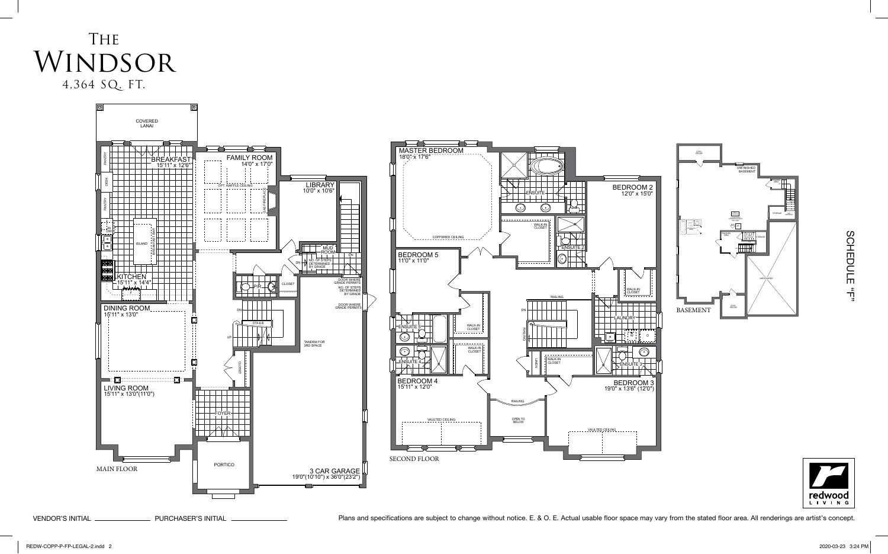# The Windsor

4,364 SQ. FT.

## MAIN FLOOR

COVERED LANAI

BREAKFAST
15'11" x 12'6"

FAMILY ROOM
14'0" x 17'0"

OPT. WAFFLE CEILING

GAS FIREPLACE

LIBRARY
10'0" x 10'6"

PANTRY

DESK

PANTRY

ISLAND

BREAKFAST BAR

KITCHEN
15'11" x 14'4"

MUD ROOM

NO. OF STEPS DETERMINED BY GRADE

DOOR WHERE GRADE PERMITS

NO. OF STEPS DETERMINED BY GRADE

DOOR WHERE GRADE PERMITS

P/R

CLOSET

DINING ROOM
15'11" x 13'0"

LIVING ROOM
15'11" x 13'0"(11'0")

TANDEM FOR 3RD SPACE

CLOSET

FOYER

PORTICO

3 CAR GARAGE
19'0"(10'10") x 36'0"(23'2")

## SECOND FLOOR

MASTER BEDROOM
18'0" x 17'6"

COFFERED CEILING

ENSUITE

WALK-IN CLOSET

ENSUITE 2

BEDROOM 2
12'0" x 15'0"

WALK-IN CLOSET

BEDROOM 5
11'0" x 11'0"

RAILING

ENSUITE 1

WALK-IN CLOSET

WALK-IN CLOSET

ENSUITE 4

LAUNDRY

LINEN

WALK-IN CLOSET

ENSUITE 3

BEDROOM 4
15'11" x 12'0"

BEDROOM 3
19'0" x 13'6" (12'0")

VAULTED CEILING

RAILING

OPEN TO BELOW

VAULTED CEILING

## BASEMENT

COLD CELLAR

UNFINISHED BASEMENT

STORAGE

COLD CELLAR

UNEXCAVATED

SCHEDULE "F"

redwood LIVING

VENDOR'S INITIAL ______________ PURCHASER'S INITIAL ______________

Plans and specifications are subject to change without notice. E. & O. E. Actual usable floor space may vary from the stated floor area. All renderings are artist's concept.